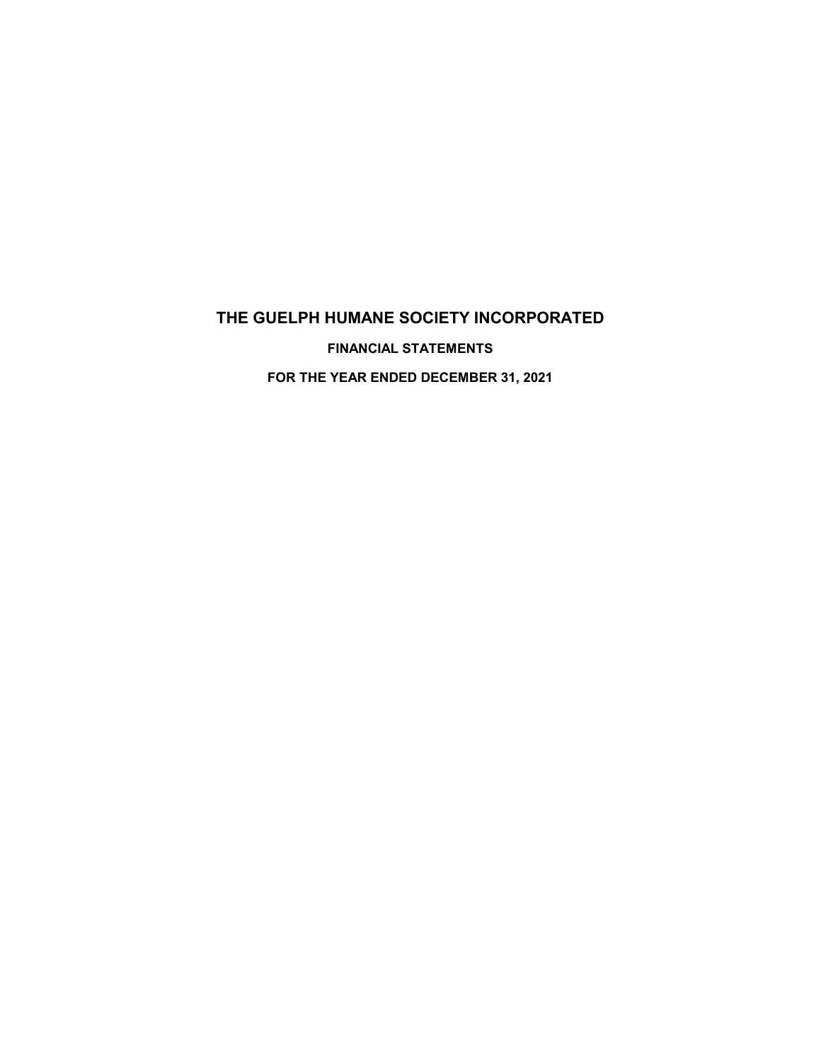# THE GUELPH HUMANE SOCIETY INCORPORATED

## FINANCIAL STATEMENTS

## FOR THE YEAR ENDED DECEMBER 31, 2021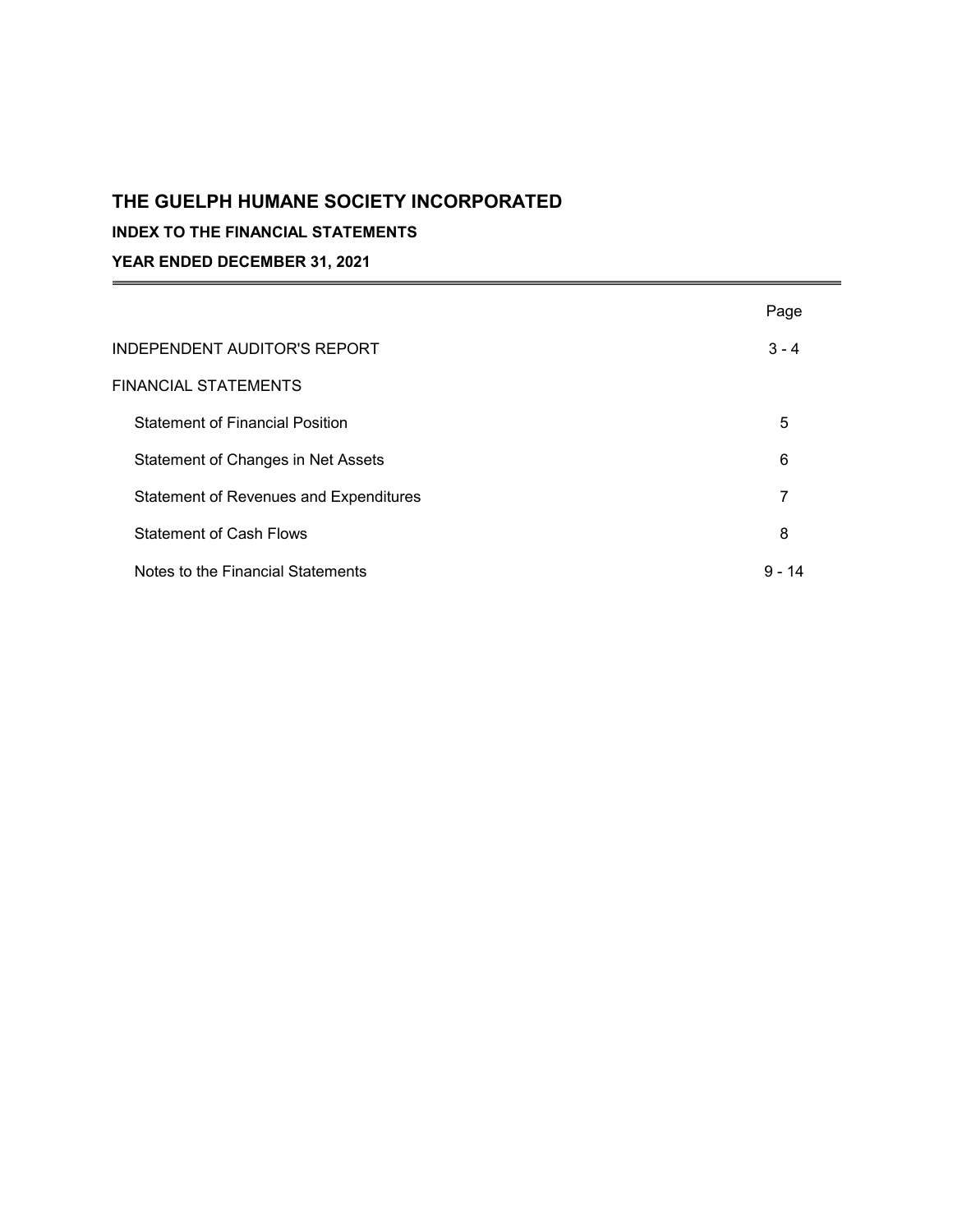# THE GUELPH HUMANE SOCIETY INCORPORATED

## INDEX TO THE FINANCIAL STATEMENTS

## YEAR ENDED DECEMBER 31, 2021

| | Page |
|---|---|
| INDEPENDENT AUDITOR'S REPORT | 3 - 4 |
| FINANCIAL STATEMENTS | |
| Statement of Financial Position | 5 |
| Statement of Changes in Net Assets | 6 |
| Statement of Revenues and Expenditures | 7 |
| Statement of Cash Flows | 8 |
| Notes to the Financial Statements | 9 - 14 |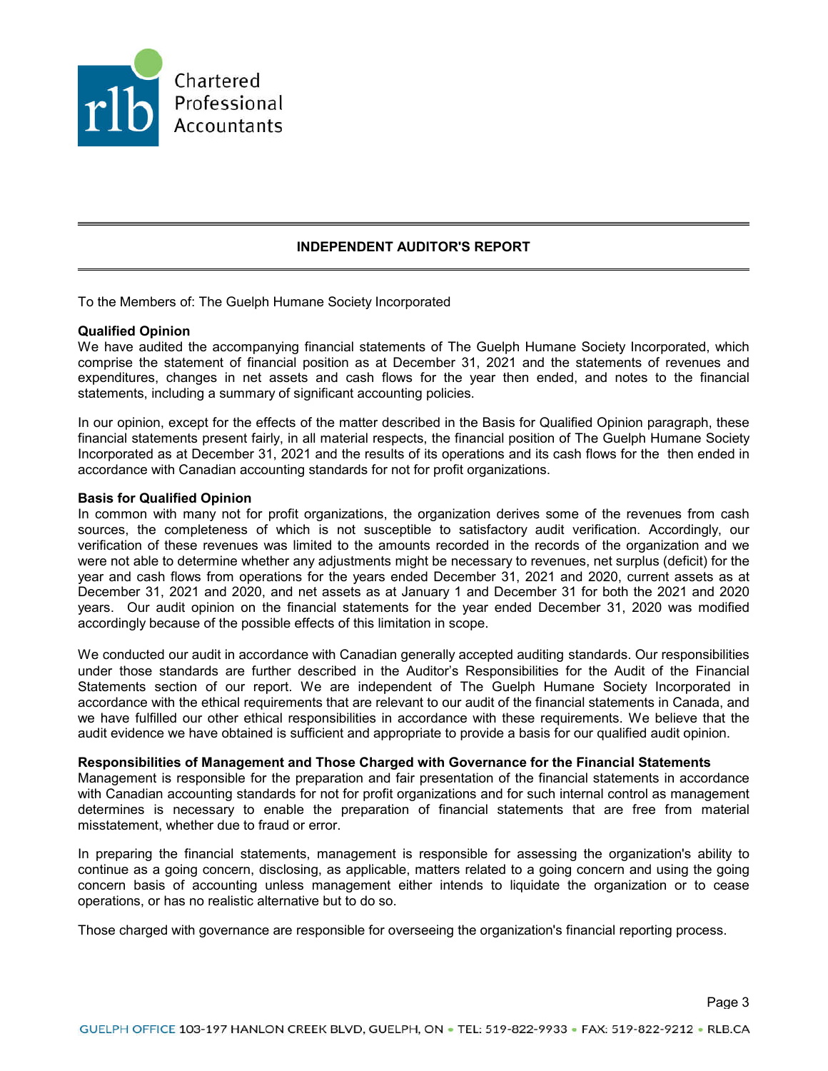Chartered Professional Accountants

# INDEPENDENT AUDITOR'S REPORT

To the Members of: The Guelph Humane Society Incorporated

**Qualified Opinion**

We have audited the accompanying financial statements of The Guelph Humane Society Incorporated, which comprise the statement of financial position as at December 31, 2021 and the statements of revenues and expenditures, changes in net assets and cash flows for the year then ended, and notes to the financial statements, including a summary of significant accounting policies.

In our opinion, except for the effects of the matter described in the Basis for Qualified Opinion paragraph, these financial statements present fairly, in all material respects, the financial position of The Guelph Humane Society Incorporated as at December 31, 2021 and the results of its operations and its cash flows for the then ended in accordance with Canadian accounting standards for not for profit organizations.

**Basis for Qualified Opinion**

In common with many not for profit organizations, the organization derives some of the revenues from cash sources, the completeness of which is not susceptible to satisfactory audit verification. Accordingly, our verification of these revenues was limited to the amounts recorded in the records of the organization and we were not able to determine whether any adjustments might be necessary to revenues, net surplus (deficit) for the year and cash flows from operations for the years ended December 31, 2021 and 2020, current assets as at December 31, 2021 and 2020, and net assets as at January 1 and December 31 for both the 2021 and 2020 years. Our audit opinion on the financial statements for the year ended December 31, 2020 was modified accordingly because of the possible effects of this limitation in scope.

We conducted our audit in accordance with Canadian generally accepted auditing standards. Our responsibilities under those standards are further described in the Auditor's Responsibilities for the Audit of the Financial Statements section of our report. We are independent of The Guelph Humane Society Incorporated in accordance with the ethical requirements that are relevant to our audit of the financial statements in Canada, and we have fulfilled our other ethical responsibilities in accordance with these requirements. We believe that the audit evidence we have obtained is sufficient and appropriate to provide a basis for our qualified audit opinion.

**Responsibilities of Management and Those Charged with Governance for the Financial Statements**

Management is responsible for the preparation and fair presentation of the financial statements in accordance with Canadian accounting standards for not for profit organizations and for such internal control as management determines is necessary to enable the preparation of financial statements that are free from material misstatement, whether due to fraud or error.

In preparing the financial statements, management is responsible for assessing the organization's ability to continue as a going concern, disclosing, as applicable, matters related to a going concern and using the going concern basis of accounting unless management either intends to liquidate the organization or to cease operations, or has no realistic alternative but to do so.

Those charged with governance are responsible for overseeing the organization's financial reporting process.

GUELPH OFFICE 103-197 HANLON CREEK BLVD, GUELPH, ON • TEL: 519-822-9933 • FAX: 519-822-9212 • RLB.CA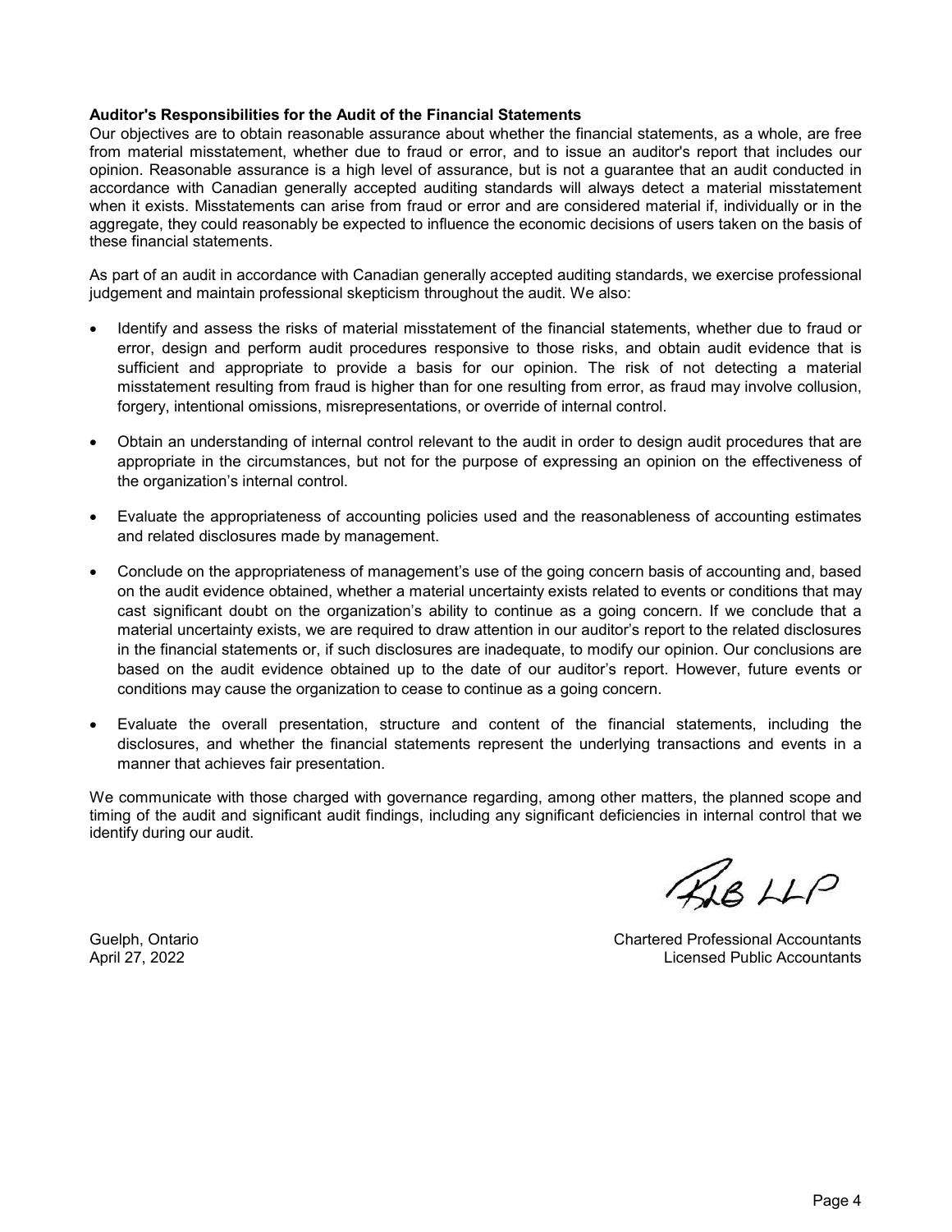**Auditor's Responsibilities for the Audit of the Financial Statements**

Our objectives are to obtain reasonable assurance about whether the financial statements, as a whole, are free from material misstatement, whether due to fraud or error, and to issue an auditor's report that includes our opinion. Reasonable assurance is a high level of assurance, but is not a guarantee that an audit conducted in accordance with Canadian generally accepted auditing standards will always detect a material misstatement when it exists. Misstatements can arise from fraud or error and are considered material if, individually or in the aggregate, they could reasonably be expected to influence the economic decisions of users taken on the basis of these financial statements.

As part of an audit in accordance with Canadian generally accepted auditing standards, we exercise professional judgement and maintain professional skepticism throughout the audit. We also:

- Identify and assess the risks of material misstatement of the financial statements, whether due to fraud or error, design and perform audit procedures responsive to those risks, and obtain audit evidence that is sufficient and appropriate to provide a basis for our opinion. The risk of not detecting a material misstatement resulting from fraud is higher than for one resulting from error, as fraud may involve collusion, forgery, intentional omissions, misrepresentations, or override of internal control.

- Obtain an understanding of internal control relevant to the audit in order to design audit procedures that are appropriate in the circumstances, but not for the purpose of expressing an opinion on the effectiveness of the organization's internal control.

- Evaluate the appropriateness of accounting policies used and the reasonableness of accounting estimates and related disclosures made by management.

- Conclude on the appropriateness of management's use of the going concern basis of accounting and, based on the audit evidence obtained, whether a material uncertainty exists related to events or conditions that may cast significant doubt on the organization's ability to continue as a going concern. If we conclude that a material uncertainty exists, we are required to draw attention in our auditor's report to the related disclosures in the financial statements or, if such disclosures are inadequate, to modify our opinion. Our conclusions are based on the audit evidence obtained up to the date of our auditor's report. However, future events or conditions may cause the organization to cease to continue as a going concern.

- Evaluate the overall presentation, structure and content of the financial statements, including the disclosures, and whether the financial statements represent the underlying transactions and events in a manner that achieves fair presentation.

We communicate with those charged with governance regarding, among other matters, the planned scope and timing of the audit and significant audit findings, including any significant deficiencies in internal control that we identify during our audit.

RLB LLP

Guelph, Ontario
April 27, 2022

Chartered Professional Accountants
Licensed Public Accountants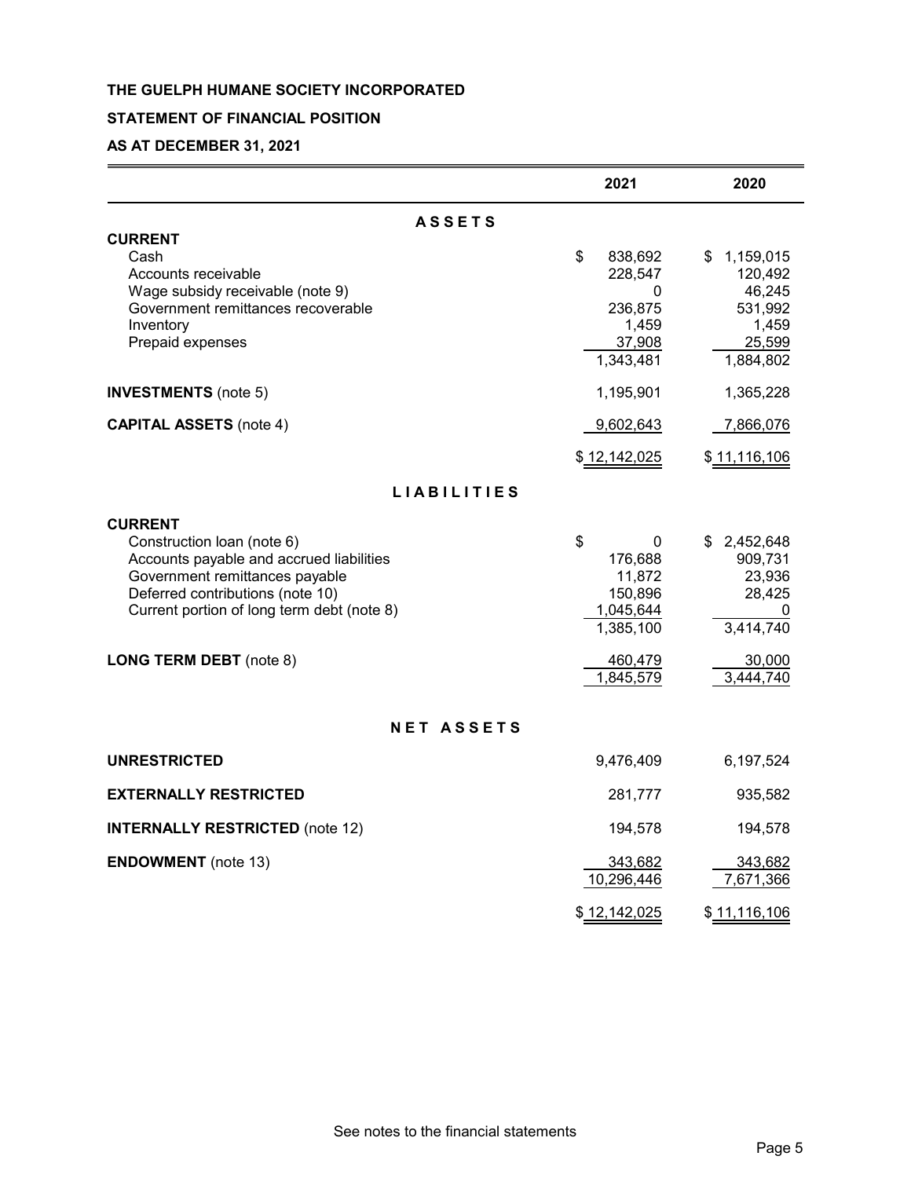**THE GUELPH HUMANE SOCIETY INCORPORATED**

**STATEMENT OF FINANCIAL POSITION**

**AS AT DECEMBER 31, 2021**

| | 2021 | 2020 |
|---|---|---|
| **ASSETS** | | |
| **CURRENT** | | |
| Cash | $ 838,692 | $ 1,159,015 |
| Accounts receivable | 228,547 | 120,492 |
| Wage subsidy receivable (note 9) | 0 | 46,245 |
| Government remittances recoverable | 236,875 | 531,992 |
| Inventory | 1,459 | 1,459 |
| Prepaid expenses | 37,908 | 25,599 |
| | 1,343,481 | 1,884,802 |
| **INVESTMENTS** (note 5) | 1,195,901 | 1,365,228 |
| **CAPITAL ASSETS** (note 4) | 9,602,643 | 7,866,076 |
| | $ 12,142,025 | $ 11,116,106 |
| **LIABILITIES** | | |
| **CURRENT** | | |
| Construction loan (note 6) | $ 0 | $ 2,452,648 |
| Accounts payable and accrued liabilities | 176,688 | 909,731 |
| Government remittances payable | 11,872 | 23,936 |
| Deferred contributions (note 10) | 150,896 | 28,425 |
| Current portion of long term debt (note 8) | 1,045,644 | 0 |
| | 1,385,100 | 3,414,740 |
| **LONG TERM DEBT** (note 8) | 460,479 | 30,000 |
| | 1,845,579 | 3,444,740 |
| **NET ASSETS** | | |
| **UNRESTRICTED** | 9,476,409 | 6,197,524 |
| **EXTERNALLY RESTRICTED** | 281,777 | 935,582 |
| **INTERNALLY RESTRICTED** (note 12) | 194,578 | 194,578 |
| **ENDOWMENT** (note 13) | 343,682 | 343,682 |
| | 10,296,446 | 7,671,366 |
| | $ 12,142,025 | $ 11,116,106 |

See notes to the financial statements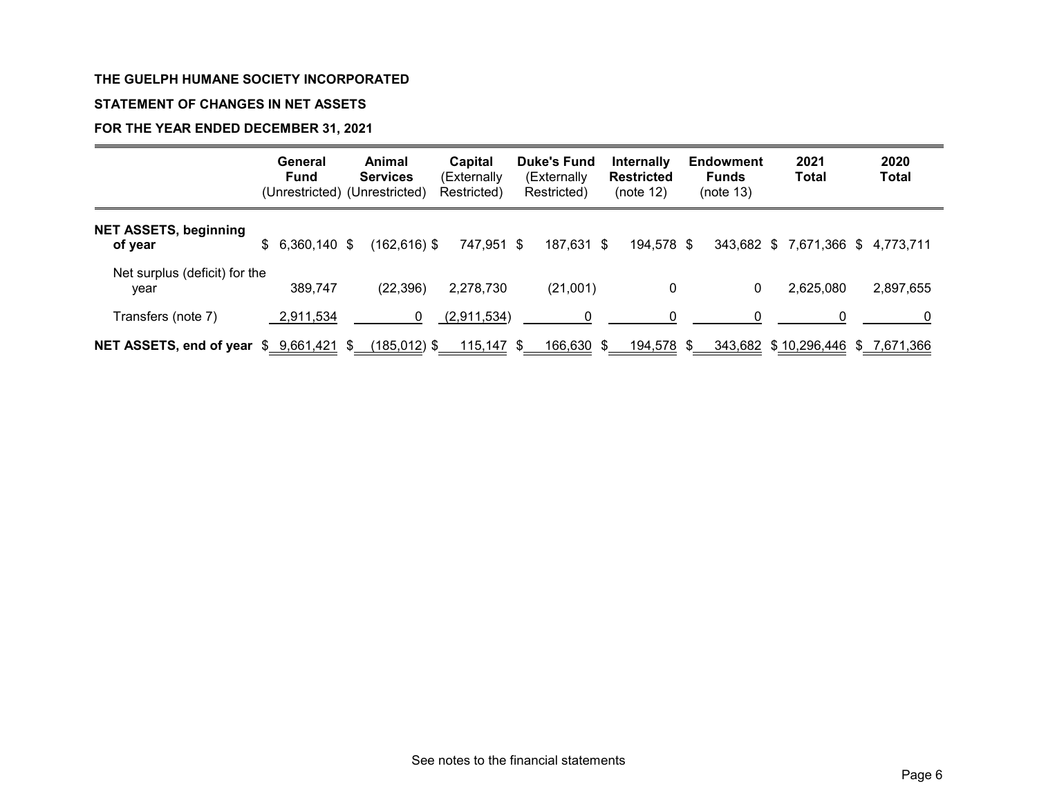**THE GUELPH HUMANE SOCIETY INCORPORATED**

**STATEMENT OF CHANGES IN NET ASSETS**

**FOR THE YEAR ENDED DECEMBER 31, 2021**

| | General Fund (Unrestricted) | Animal Services (Unrestricted) | Capital (Externally Restricted) | Duke's Fund (Externally Restricted) | Internally Restricted (note 12) | Endowment Funds (note 13) | 2021 Total | 2020 Total |
|---|---|---|---|---|---|---|---|---|
| **NET ASSETS, beginning of year** | $ 6,360,140 | $ (162,616) | $ 747,951 | $ 187,631 | $ 194,578 | $ 343,682 | $ 7,671,366 | $ 4,773,711 |
| Net surplus (deficit) for the year | 389,747 | (22,396) | 2,278,730 | (21,001) | 0 | 0 | 2,625,080 | 2,897,655 |
| Transfers (note 7) | 2,911,534 | 0 | (2,911,534) | 0 | 0 | 0 | 0 | 0 |
| **NET ASSETS, end of year** | $ 9,661,421 | $ (185,012) | $ 115,147 | $ 166,630 | $ 194,578 | $ 343,682 | $ 10,296,446 | $ 7,671,366 |

See notes to the financial statements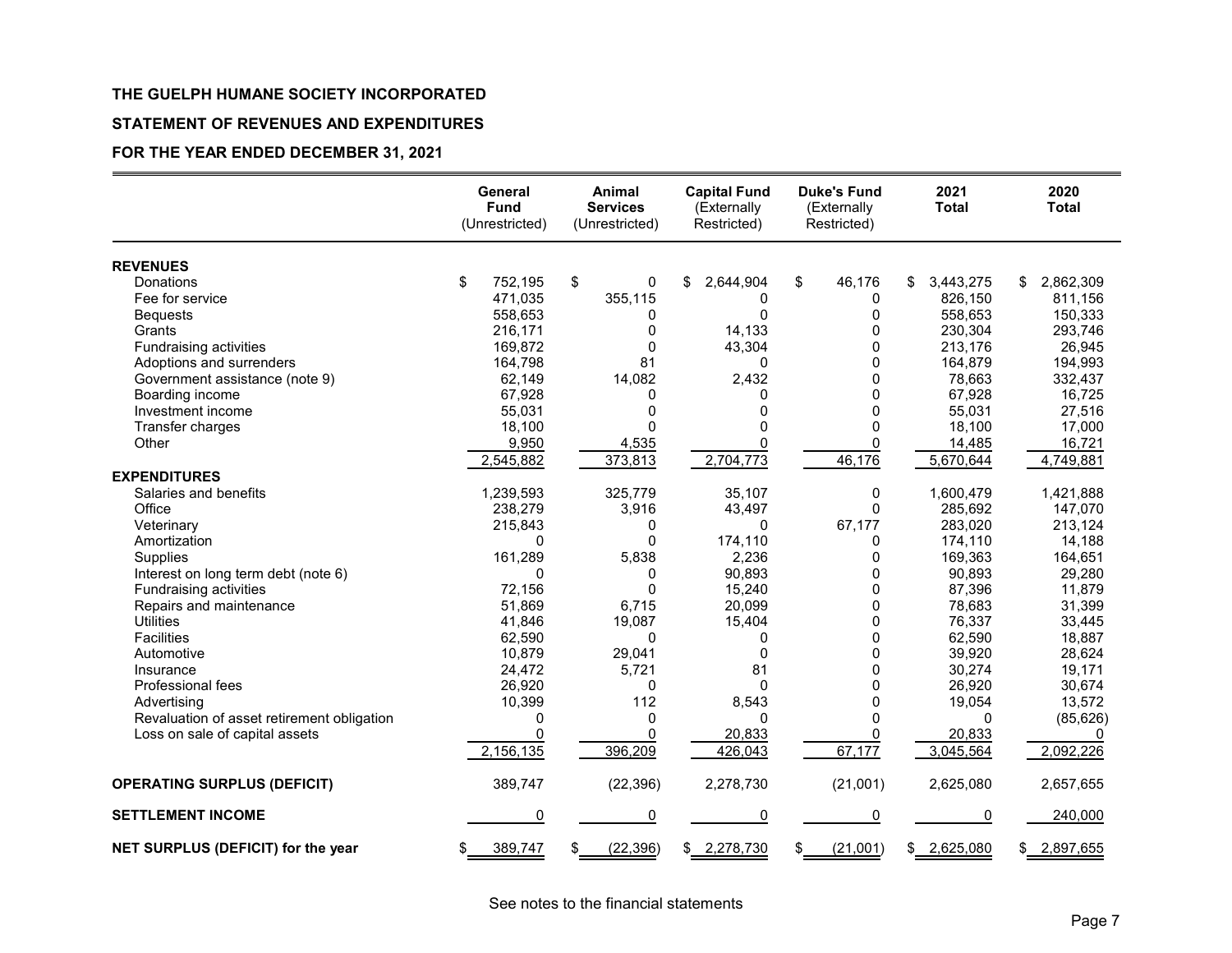**THE GUELPH HUMANE SOCIETY INCORPORATED**

**STATEMENT OF REVENUES AND EXPENDITURES**

**FOR THE YEAR ENDED DECEMBER 31, 2021**

| | **General Fund** (Unrestricted) | **Animal Services** (Unrestricted) | **Capital Fund** (Externally Restricted) | **Duke's Fund** (Externally Restricted) | **2021 Total** | **2020 Total** |
|---|---|---|---|---|---|---|
| **REVENUES** | | | | | | |
| Donations | $ 752,195 | $ 0 | $ 2,644,904 | $ 46,176 | $ 3,443,275 | $ 2,862,309 |
| Fee for service | 471,035 | 355,115 | 0 | 0 | 826,150 | 811,156 |
| Bequests | 558,653 | 0 | 0 | 0 | 558,653 | 150,333 |
| Grants | 216,171 | 0 | 14,133 | 0 | 230,304 | 293,746 |
| Fundraising activities | 169,872 | 0 | 43,304 | 0 | 213,176 | 26,945 |
| Adoptions and surrenders | 164,798 | 81 | 0 | 0 | 164,879 | 194,993 |
| Government assistance (note 9) | 62,149 | 14,082 | 2,432 | 0 | 78,663 | 332,437 |
| Boarding income | 67,928 | 0 | 0 | 0 | 67,928 | 16,725 |
| Investment income | 55,031 | 0 | 0 | 0 | 55,031 | 27,516 |
| Transfer charges | 18,100 | 0 | 0 | 0 | 18,100 | 17,000 |
| Other | 9,950 | 4,535 | 0 | 0 | 14,485 | 16,721 |
| | 2,545,882 | 373,813 | 2,704,773 | 46,176 | 5,670,644 | 4,749,881 |
| **EXPENDITURES** | | | | | | |
| Salaries and benefits | 1,239,593 | 325,779 | 35,107 | 0 | 1,600,479 | 1,421,888 |
| Office | 238,279 | 3,916 | 43,497 | 0 | 285,692 | 147,070 |
| Veterinary | 215,843 | 0 | 0 | 67,177 | 283,020 | 213,124 |
| Amortization | 0 | 0 | 174,110 | 0 | 174,110 | 14,188 |
| Supplies | 161,289 | 5,838 | 2,236 | 0 | 169,363 | 164,651 |
| Interest on long term debt (note 6) | 0 | 0 | 90,893 | 0 | 90,893 | 29,280 |
| Fundraising activities | 72,156 | 0 | 15,240 | 0 | 87,396 | 11,879 |
| Repairs and maintenance | 51,869 | 6,715 | 20,099 | 0 | 78,683 | 31,399 |
| Utilities | 41,846 | 19,087 | 15,404 | 0 | 76,337 | 33,445 |
| Facilities | 62,590 | 0 | 0 | 0 | 62,590 | 18,887 |
| Automotive | 10,879 | 29,041 | 0 | 0 | 39,920 | 28,624 |
| Insurance | 24,472 | 5,721 | 81 | 0 | 30,274 | 19,171 |
| Professional fees | 26,920 | 0 | 0 | 0 | 26,920 | 30,674 |
| Advertising | 10,399 | 112 | 8,543 | 0 | 19,054 | 13,572 |
| Revaluation of asset retirement obligation | 0 | 0 | 0 | 0 | 0 | (85,626) |
| Loss on sale of capital assets | 0 | 0 | 20,833 | 0 | 20,833 | 0 |
| | 2,156,135 | 396,209 | 426,043 | 67,177 | 3,045,564 | 2,092,226 |
| **OPERATING SURPLUS (DEFICIT)** | 389,747 | (22,396) | 2,278,730 | (21,001) | 2,625,080 | 2,657,655 |
| **SETTLEMENT INCOME** | 0 | 0 | 0 | 0 | 0 | 240,000 |
| **NET SURPLUS (DEFICIT) for the year** | $ 389,747 | $ (22,396) | $ 2,278,730 | $ (21,001) | $ 2,625,080 | $ 2,897,655 |

See notes to the financial statements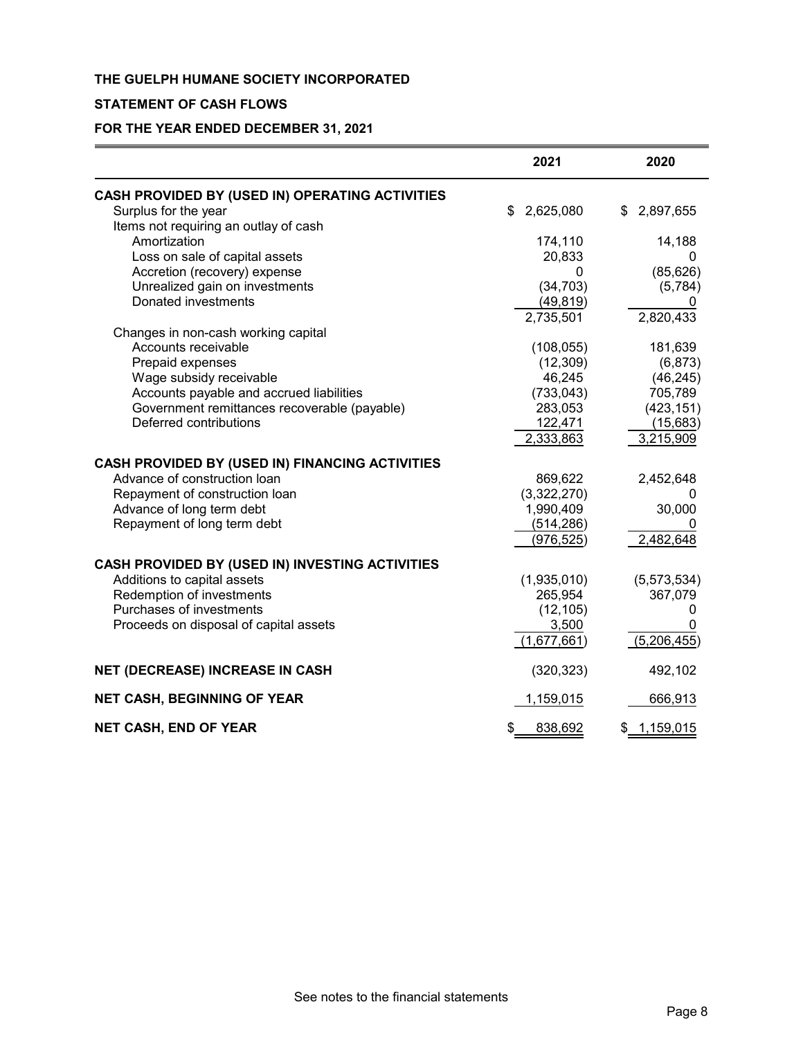**THE GUELPH HUMANE SOCIETY INCORPORATED**

**STATEMENT OF CASH FLOWS**

**FOR THE YEAR ENDED DECEMBER 31, 2021**

| | 2021 | 2020 |
|---|---|---|
| **CASH PROVIDED BY (USED IN) OPERATING ACTIVITIES** | | |
| Surplus for the year | $ 2,625,080 | $ 2,897,655 |
| Items not requiring an outlay of cash | | |
| Amortization | 174,110 | 14,188 |
| Loss on sale of capital assets | 20,833 | 0 |
| Accretion (recovery) expense | 0 | (85,626) |
| Unrealized gain on investments | (34,703) | (5,784) |
| Donated investments | (49,819) | 0 |
| | 2,735,501 | 2,820,433 |
| Changes in non-cash working capital | | |
| Accounts receivable | (108,055) | 181,639 |
| Prepaid expenses | (12,309) | (6,873) |
| Wage subsidy receivable | 46,245 | (46,245) |
| Accounts payable and accrued liabilities | (733,043) | 705,789 |
| Government remittances recoverable (payable) | 283,053 | (423,151) |
| Deferred contributions | 122,471 | (15,683) |
| | 2,333,863 | 3,215,909 |
| **CASH PROVIDED BY (USED IN) FINANCING ACTIVITIES** | | |
| Advance of construction loan | 869,622 | 2,452,648 |
| Repayment of construction loan | (3,322,270) | 0 |
| Advance of long term debt | 1,990,409 | 30,000 |
| Repayment of long term debt | (514,286) | 0 |
| | (976,525) | 2,482,648 |
| **CASH PROVIDED BY (USED IN) INVESTING ACTIVITIES** | | |
| Additions to capital assets | (1,935,010) | (5,573,534) |
| Redemption of investments | 265,954 | 367,079 |
| Purchases of investments | (12,105) | 0 |
| Proceeds on disposal of capital assets | 3,500 | 0 |
| | (1,677,661) | (5,206,455) |
| **NET (DECREASE) INCREASE IN CASH** | (320,323) | 492,102 |
| **NET CASH, BEGINNING OF YEAR** | 1,159,015 | 666,913 |
| **NET CASH, END OF YEAR** | $ 838,692 | $ 1,159,015 |

See notes to the financial statements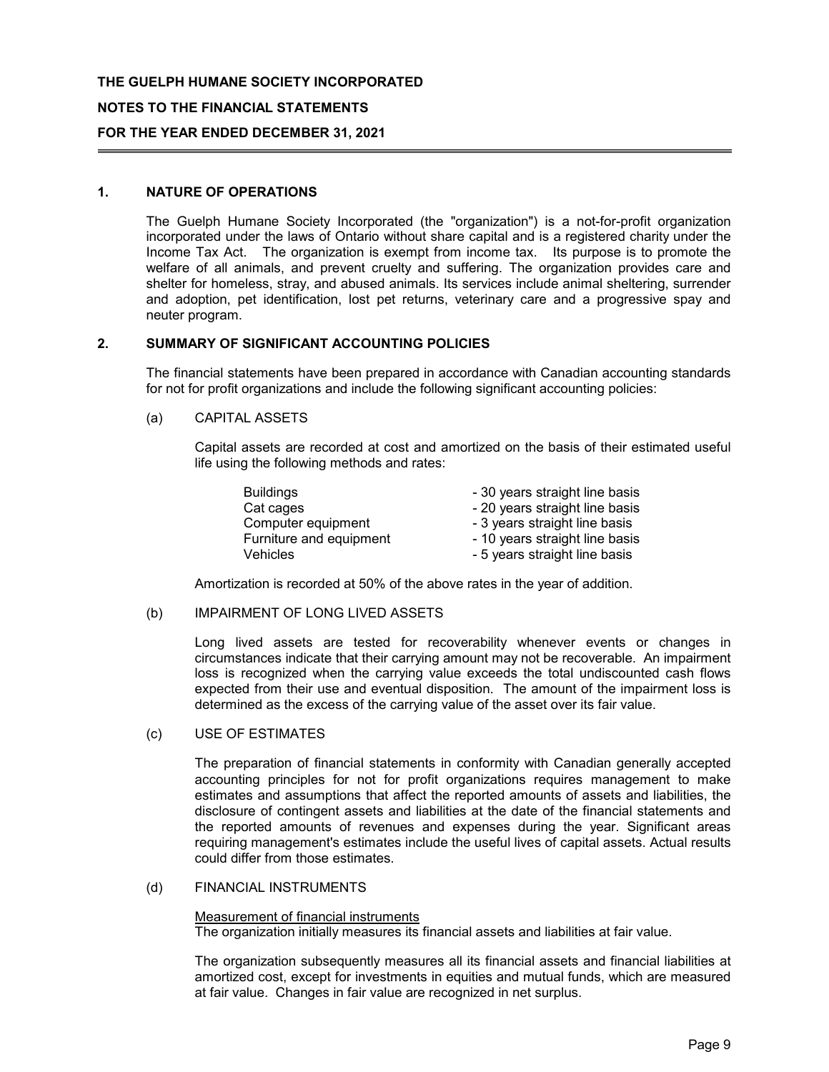**THE GUELPH HUMANE SOCIETY INCORPORATED**

**NOTES TO THE FINANCIAL STATEMENTS**

**FOR THE YEAR ENDED DECEMBER 31, 2021**

## 1. NATURE OF OPERATIONS

The Guelph Humane Society Incorporated (the "organization") is a not-for-profit organization incorporated under the laws of Ontario without share capital and is a registered charity under the Income Tax Act. The organization is exempt from income tax. Its purpose is to promote the welfare of all animals, and prevent cruelty and suffering. The organization provides care and shelter for homeless, stray, and abused animals. Its services include animal sheltering, surrender and adoption, pet identification, lost pet returns, veterinary care and a progressive spay and neuter program.

## 2. SUMMARY OF SIGNIFICANT ACCOUNTING POLICIES

The financial statements have been prepared in accordance with Canadian accounting standards for not for profit organizations and include the following significant accounting policies:

### (a) CAPITAL ASSETS

Capital assets are recorded at cost and amortized on the basis of their estimated useful life using the following methods and rates:

| | |
|---|---|
| Buildings | - 30 years straight line basis |
| Cat cages | - 20 years straight line basis |
| Computer equipment | - 3 years straight line basis |
| Furniture and equipment | - 10 years straight line basis |
| Vehicles | - 5 years straight line basis |

Amortization is recorded at 50% of the above rates in the year of addition.

### (b) IMPAIRMENT OF LONG LIVED ASSETS

Long lived assets are tested for recoverability whenever events or changes in circumstances indicate that their carrying amount may not be recoverable. An impairment loss is recognized when the carrying value exceeds the total undiscounted cash flows expected from their use and eventual disposition. The amount of the impairment loss is determined as the excess of the carrying value of the asset over its fair value.

### (c) USE OF ESTIMATES

The preparation of financial statements in conformity with Canadian generally accepted accounting principles for not for profit organizations requires management to make estimates and assumptions that affect the reported amounts of assets and liabilities, the disclosure of contingent assets and liabilities at the date of the financial statements and the reported amounts of revenues and expenses during the year. Significant areas requiring management's estimates include the useful lives of capital assets. Actual results could differ from those estimates.

### (d) FINANCIAL INSTRUMENTS

Measurement of financial instruments

The organization initially measures its financial assets and liabilities at fair value.

The organization subsequently measures all its financial assets and financial liabilities at amortized cost, except for investments in equities and mutual funds, which are measured at fair value. Changes in fair value are recognized in net surplus.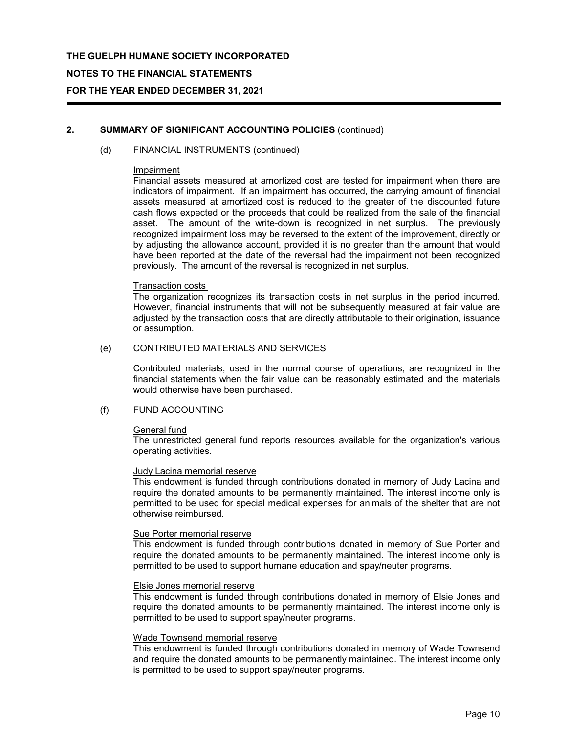## 2. SUMMARY OF SIGNIFICANT ACCOUNTING POLICIES (continued)

### (d) FINANCIAL INSTRUMENTS (continued)

Impairment

Financial assets measured at amortized cost are tested for impairment when there are indicators of impairment. If an impairment has occurred, the carrying amount of financial assets measured at amortized cost is reduced to the greater of the discounted future cash flows expected or the proceeds that could be realized from the sale of the financial asset. The amount of the write-down is recognized in net surplus. The previously recognized impairment loss may be reversed to the extent of the improvement, directly or by adjusting the allowance account, provided it is no greater than the amount that would have been reported at the date of the reversal had the impairment not been recognized previously. The amount of the reversal is recognized in net surplus.

Transaction costs

The organization recognizes its transaction costs in net surplus in the period incurred. However, financial instruments that will not be subsequently measured at fair value are adjusted by the transaction costs that are directly attributable to their origination, issuance or assumption.

### (e) CONTRIBUTED MATERIALS AND SERVICES

Contributed materials, used in the normal course of operations, are recognized in the financial statements when the fair value can be reasonably estimated and the materials would otherwise have been purchased.

### (f) FUND ACCOUNTING

General fund

The unrestricted general fund reports resources available for the organization's various operating activities.

Judy Lacina memorial reserve

This endowment is funded through contributions donated in memory of Judy Lacina and require the donated amounts to be permanently maintained. The interest income only is permitted to be used for special medical expenses for animals of the shelter that are not otherwise reimbursed.

Sue Porter memorial reserve

This endowment is funded through contributions donated in memory of Sue Porter and require the donated amounts to be permanently maintained. The interest income only is permitted to be used to support humane education and spay/neuter programs.

Elsie Jones memorial reserve

This endowment is funded through contributions donated in memory of Elsie Jones and require the donated amounts to be permanently maintained. The interest income only is permitted to be used to support spay/neuter programs.

Wade Townsend memorial reserve

This endowment is funded through contributions donated in memory of Wade Townsend and require the donated amounts to be permanently maintained. The interest income only is permitted to be used to support spay/neuter programs.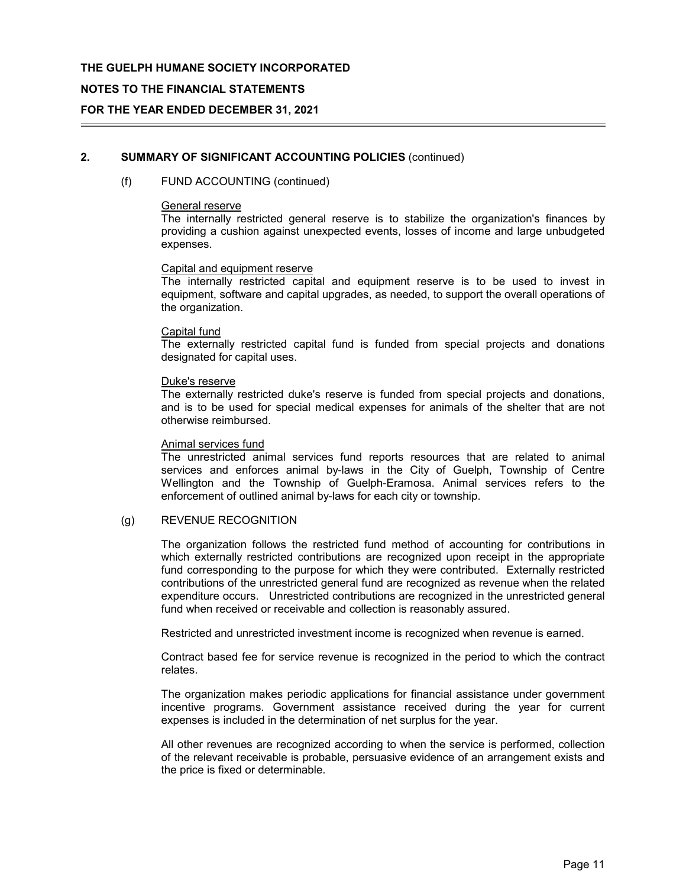## 2. SUMMARY OF SIGNIFICANT ACCOUNTING POLICIES (continued)

### (f) FUND ACCOUNTING (continued)

General reserve
The internally restricted general reserve is to stabilize the organization's finances by providing a cushion against unexpected events, losses of income and large unbudgeted expenses.

Capital and equipment reserve
The internally restricted capital and equipment reserve is to be used to invest in equipment, software and capital upgrades, as needed, to support the overall operations of the organization.

Capital fund
The externally restricted capital fund is funded from special projects and donations designated for capital uses.

Duke's reserve
The externally restricted duke's reserve is funded from special projects and donations, and is to be used for special medical expenses for animals of the shelter that are not otherwise reimbursed.

Animal services fund
The unrestricted animal services fund reports resources that are related to animal services and enforces animal by-laws in the City of Guelph, Township of Centre Wellington and the Township of Guelph-Eramosa. Animal services refers to the enforcement of outlined animal by-laws for each city or township.

### (g) REVENUE RECOGNITION

The organization follows the restricted fund method of accounting for contributions in which externally restricted contributions are recognized upon receipt in the appropriate fund corresponding to the purpose for which they were contributed. Externally restricted contributions of the unrestricted general fund are recognized as revenue when the related expenditure occurs. Unrestricted contributions are recognized in the unrestricted general fund when received or receivable and collection is reasonably assured.

Restricted and unrestricted investment income is recognized when revenue is earned.

Contract based fee for service revenue is recognized in the period to which the contract relates.

The organization makes periodic applications for financial assistance under government incentive programs. Government assistance received during the year for current expenses is included in the determination of net surplus for the year.

All other revenues are recognized according to when the service is performed, collection of the relevant receivable is probable, persuasive evidence of an arrangement exists and the price is fixed or determinable.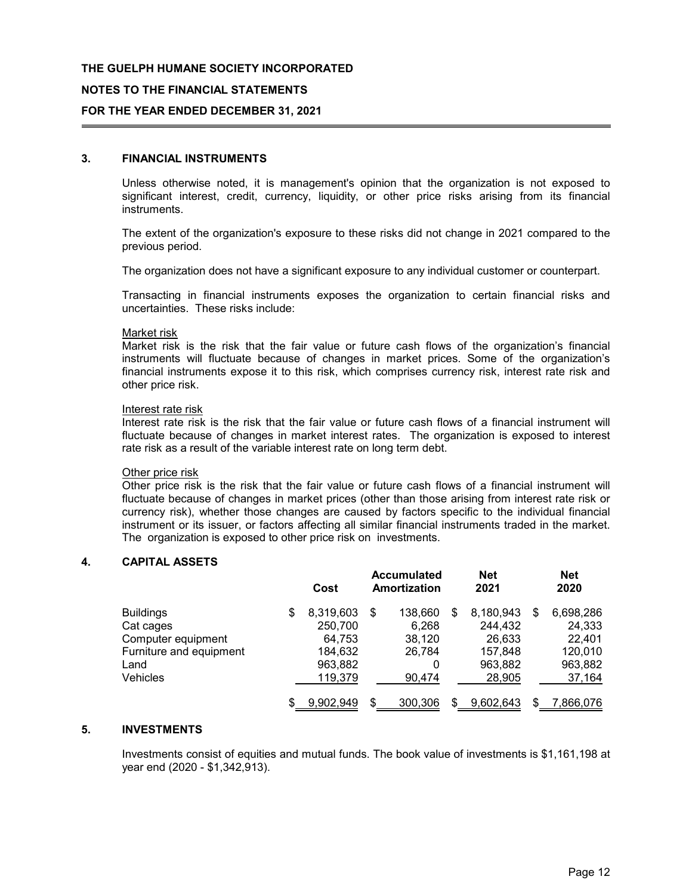THE GUELPH HUMANE SOCIETY INCORPORATED

NOTES TO THE FINANCIAL STATEMENTS

FOR THE YEAR ENDED DECEMBER 31, 2021

## 3. FINANCIAL INSTRUMENTS

Unless otherwise noted, it is management's opinion that the organization is not exposed to significant interest, credit, currency, liquidity, or other price risks arising from its financial instruments.

The extent of the organization's exposure to these risks did not change in 2021 compared to the previous period.

The organization does not have a significant exposure to any individual customer or counterpart.

Transacting in financial instruments exposes the organization to certain financial risks and uncertainties. These risks include:

Market risk
Market risk is the risk that the fair value or future cash flows of the organization's financial instruments will fluctuate because of changes in market prices. Some of the organization's financial instruments expose it to this risk, which comprises currency risk, interest rate risk and other price risk.

Interest rate risk
Interest rate risk is the risk that the fair value or future cash flows of a financial instrument will fluctuate because of changes in market interest rates. The organization is exposed to interest rate risk as a result of the variable interest rate on long term debt.

Other price risk
Other price risk is the risk that the fair value or future cash flows of a financial instrument will fluctuate because of changes in market prices (other than those arising from interest rate risk or currency risk), whether those changes are caused by factors specific to the individual financial instrument or its issuer, or factors affecting all similar financial instruments traded in the market. The organization is exposed to other price risk on investments.

## 4. CAPITAL ASSETS

| | Cost | Accumulated Amortization | Net 2021 | Net 2020 |
|---|---|---|---|---|
| Buildings | $ 8,319,603 | $ 138,660 | $ 8,180,943 | $ 6,698,286 |
| Cat cages | 250,700 | 6,268 | 244,432 | 24,333 |
| Computer equipment | 64,753 | 38,120 | 26,633 | 22,401 |
| Furniture and equipment | 184,632 | 26,784 | 157,848 | 120,010 |
| Land | 963,882 | 0 | 963,882 | 963,882 |
| Vehicles | 119,379 | 90,474 | 28,905 | 37,164 |
| | $ 9,902,949 | $ 300,306 | $ 9,602,643 | $ 7,866,076 |

## 5. INVESTMENTS

Investments consist of equities and mutual funds. The book value of investments is $1,161,198 at year end (2020 - $1,342,913).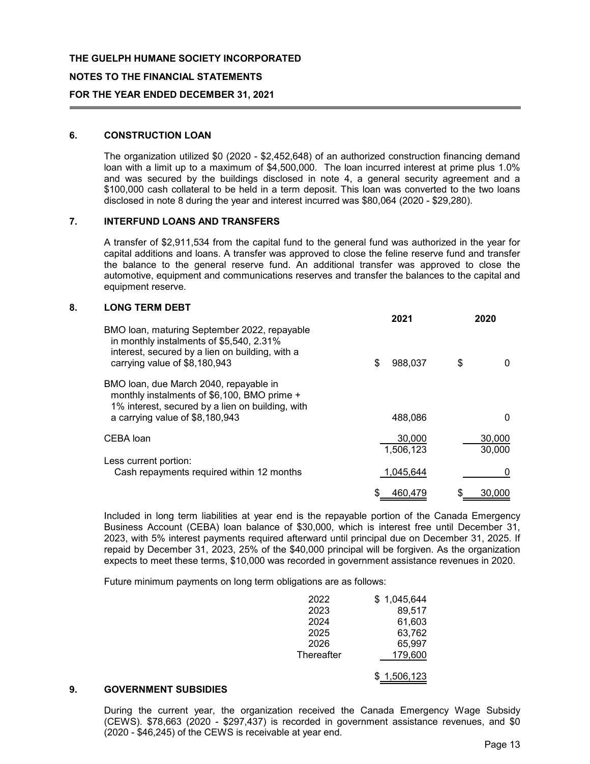**THE GUELPH HUMANE SOCIETY INCORPORATED**

**NOTES TO THE FINANCIAL STATEMENTS**

**FOR THE YEAR ENDED DECEMBER 31, 2021**

## 6. CONSTRUCTION LOAN

The organization utilized $0 (2020 - $2,452,648) of an authorized construction financing demand loan with a limit up to a maximum of $4,500,000. The loan incurred interest at prime plus 1.0% and was secured by the buildings disclosed in note 4, a general security agreement and a $100,000 cash collateral to be held in a term deposit. This loan was converted to the two loans disclosed in note 8 during the year and interest incurred was $80,064 (2020 - $29,280).

## 7. INTERFUND LOANS AND TRANSFERS

A transfer of $2,911,534 from the capital fund to the general fund was authorized in the year for capital additions and loans. A transfer was approved to close the feline reserve fund and transfer the balance to the general reserve fund. An additional transfer was approved to close the automotive, equipment and communications reserves and transfer the balances to the capital and equipment reserve.

## 8. LONG TERM DEBT

| | 2021 | 2020 |
|---|---|---|
| BMO loan, maturing September 2022, repayable in monthly instalments of $5,540, 2.31% interest, secured by a lien on building, with a carrying value of $8,180,943 | $ 988,037 | $ 0 |
| BMO loan, due March 2040, repayable in monthly instalments of $6,100, BMO prime + 1% interest, secured by a lien on building, with a carrying value of $8,180,943 | 488,086 | 0 |
| CEBA loan | 30,000 | 30,000 |
| | 1,506,123 | 30,000 |
| Less current portion: | | |
| Cash repayments required within 12 months | 1,045,644 | 0 |
| | $ 460,479 | $ 30,000 |

Included in long term liabilities at year end is the repayable portion of the Canada Emergency Business Account (CEBA) loan balance of $30,000, which is interest free until December 31, 2023, with 5% interest payments required afterward until principal due on December 31, 2025. If repaid by December 31, 2023, 25% of the $40,000 principal will be forgiven. As the organization expects to meet these terms, $10,000 was recorded in government assistance revenues in 2020.

Future minimum payments on long term obligations are as follows:

| | |
|---|---|
| 2022 | $ 1,045,644 |
| 2023 | 89,517 |
| 2024 | 61,603 |
| 2025 | 63,762 |
| 2026 | 65,997 |
| Thereafter | 179,600 |
| | $ 1,506,123 |

## 9. GOVERNMENT SUBSIDIES

During the current year, the organization received the Canada Emergency Wage Subsidy (CEWS). $78,663 (2020 - $297,437) is recorded in government assistance revenues, and $0 (2020 - $46,245) of the CEWS is receivable at year end.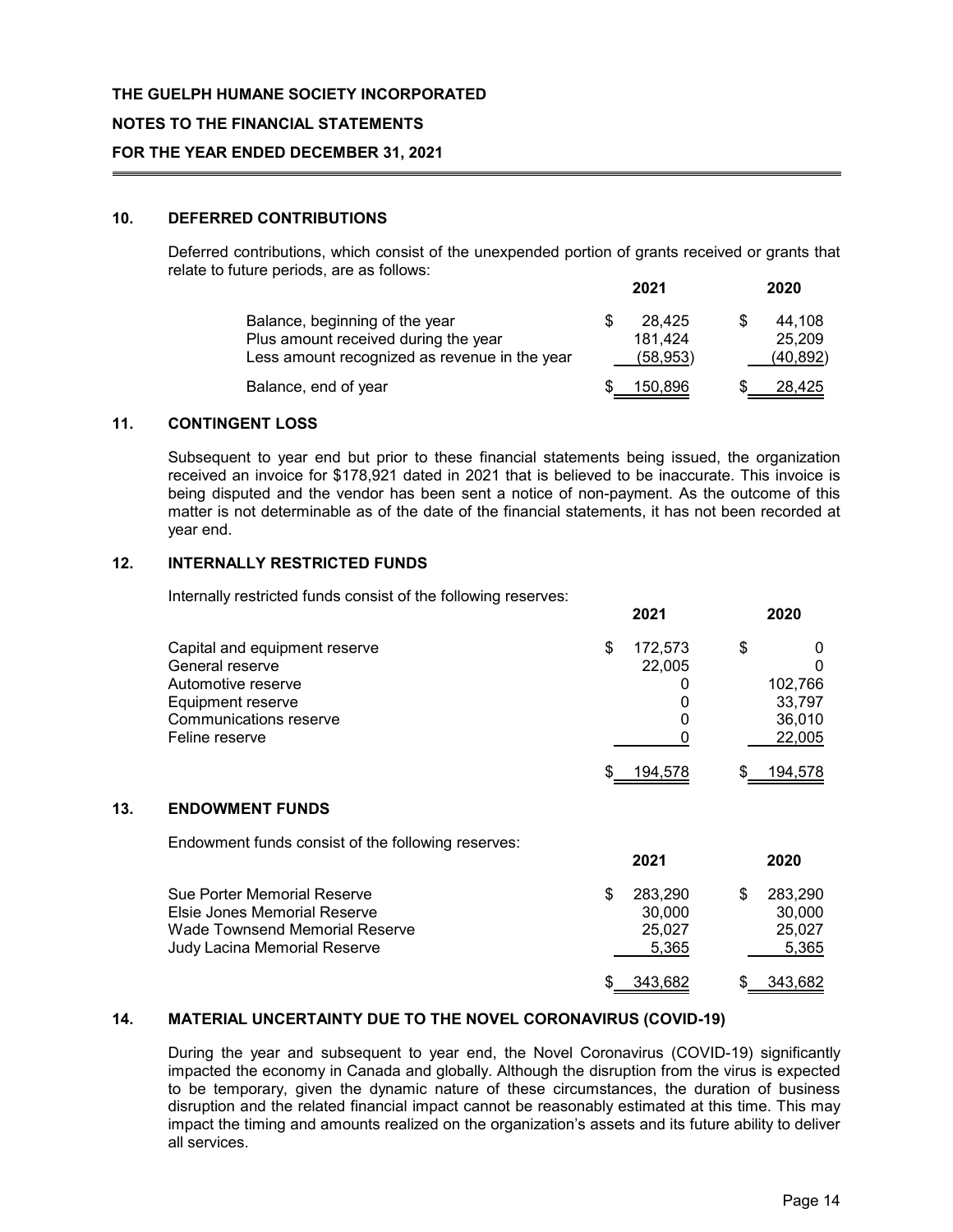THE GUELPH HUMANE SOCIETY INCORPORATED

NOTES TO THE FINANCIAL STATEMENTS

FOR THE YEAR ENDED DECEMBER 31, 2021

## 10. DEFERRED CONTRIBUTIONS

Deferred contributions, which consist of the unexpended portion of grants received or grants that relate to future periods, are as follows:

| | 2021 | 2020 |
|---|---|---|
| Balance, beginning of the year | $ 28,425 | $ 44,108 |
| Plus amount received during the year | 181,424 | 25,209 |
| Less amount recognized as revenue in the year | (58,953) | (40,892) |
| Balance, end of year | $ 150,896 | $ 28,425 |

## 11. CONTINGENT LOSS

Subsequent to year end but prior to these financial statements being issued, the organization received an invoice for $178,921 dated in 2021 that is believed to be inaccurate. This invoice is being disputed and the vendor has been sent a notice of non-payment. As the outcome of this matter is not determinable as of the date of the financial statements, it has not been recorded at year end.

## 12. INTERNALLY RESTRICTED FUNDS

Internally restricted funds consist of the following reserves:

| | 2021 | 2020 |
|---|---|---|
| Capital and equipment reserve | $ 172,573 | $ 0 |
| General reserve | 22,005 | 0 |
| Automotive reserve | 0 | 102,766 |
| Equipment reserve | 0 | 33,797 |
| Communications reserve | 0 | 36,010 |
| Feline reserve | 0 | 22,005 |
| | $ 194,578 | $ 194,578 |

## 13. ENDOWMENT FUNDS

Endowment funds consist of the following reserves:

| | 2021 | 2020 |
|---|---|---|
| Sue Porter Memorial Reserve | $ 283,290 | $ 283,290 |
| Elsie Jones Memorial Reserve | 30,000 | 30,000 |
| Wade Townsend Memorial Reserve | 25,027 | 25,027 |
| Judy Lacina Memorial Reserve | 5,365 | 5,365 |
| | $ 343,682 | $ 343,682 |

## 14. MATERIAL UNCERTAINTY DUE TO THE NOVEL CORONAVIRUS (COVID-19)

During the year and subsequent to year end, the Novel Coronavirus (COVID-19) significantly impacted the economy in Canada and globally. Although the disruption from the virus is expected to be temporary, given the dynamic nature of these circumstances, the duration of business disruption and the related financial impact cannot be reasonably estimated at this time. This may impact the timing and amounts realized on the organization's assets and its future ability to deliver all services.